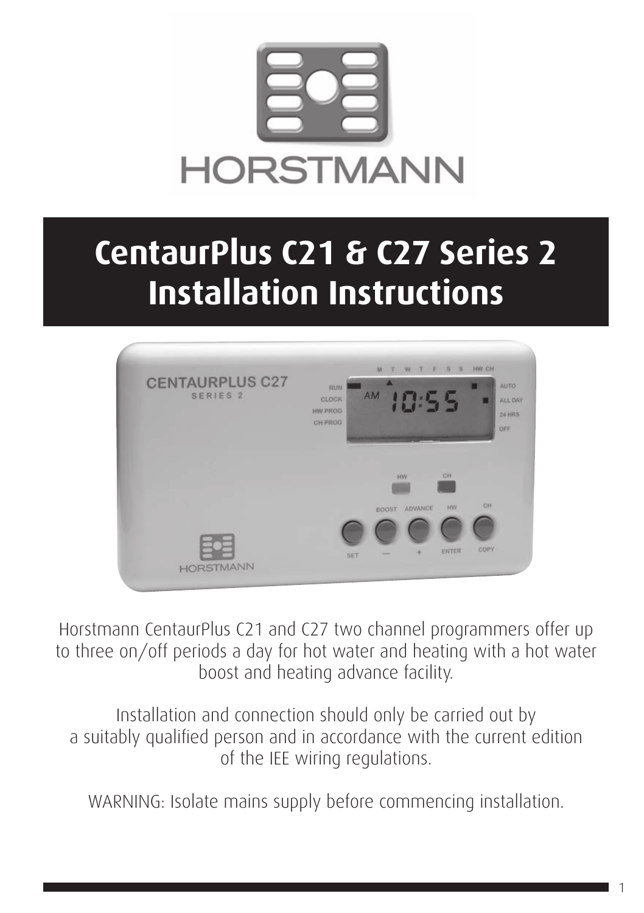# CentaurPlus C21 & C27 Series 2 Installation Instructions

Horstmann CentaurPlus C21 and C27 two channel programmers offer up to three on/off periods a day for hot water and heating with a hot water boost and heating advance facility.

Installation and connection should only be carried out by a suitably qualified person and in accordance with the current edition of the IEE wiring regulations.

WARNING: Isolate mains supply before commencing installation.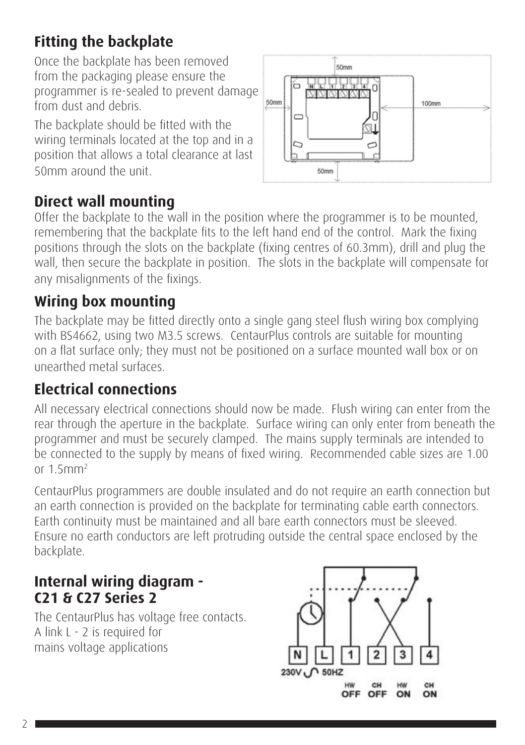## Fitting the backplate

Once the backplate has been removed from the packaging please ensure the programmer is re-sealed to prevent damage from dust and debris.

The backplate should be fitted with the wiring terminals located at the top and in a position that allows a total clearance at last 50mm around the unit.

## Direct wall mounting

Offer the backplate to the wall in the position where the programmer is to be mounted, remembering that the backplate fits to the left hand end of the control. Mark the fixing positions through the slots on the backplate (fixing centres of 60.3mm), drill and plug the wall, then secure the backplate in position. The slots in the backplate will compensate for any misalignments of the fixings.

## Wiring box mounting

The backplate may be fitted directly onto a single gang steel flush wiring box complying with BS4662, using two M3.5 screws. CentaurPlus controls are suitable for mounting on a flat surface only; they must not be positioned on a surface mounted wall box or on unearthed metal surfaces.

## Electrical connections

All necessary electrical connections should now be made. Flush wiring can enter from the rear through the aperture in the backplate. Surface wiring can only enter from beneath the programmer and must be securely clamped. The mains supply terminals are intended to be connected to the supply by means of fixed wiring. Recommended cable sizes are 1.00 or 1.5mm$^2$

CentaurPlus programmers are double insulated and do not require an earth connection but an earth connection is provided on the backplate for terminating cable earth connectors. Earth continuity must be maintained and all bare earth connectors must be sleeved. Ensure no earth conductors are left protruding outside the central space enclosed by the backplate.

## Internal wiring diagram - C21 & C27 Series 2

The CentaurPlus has voltage free contacts. A link L - 2 is required for mains voltage applications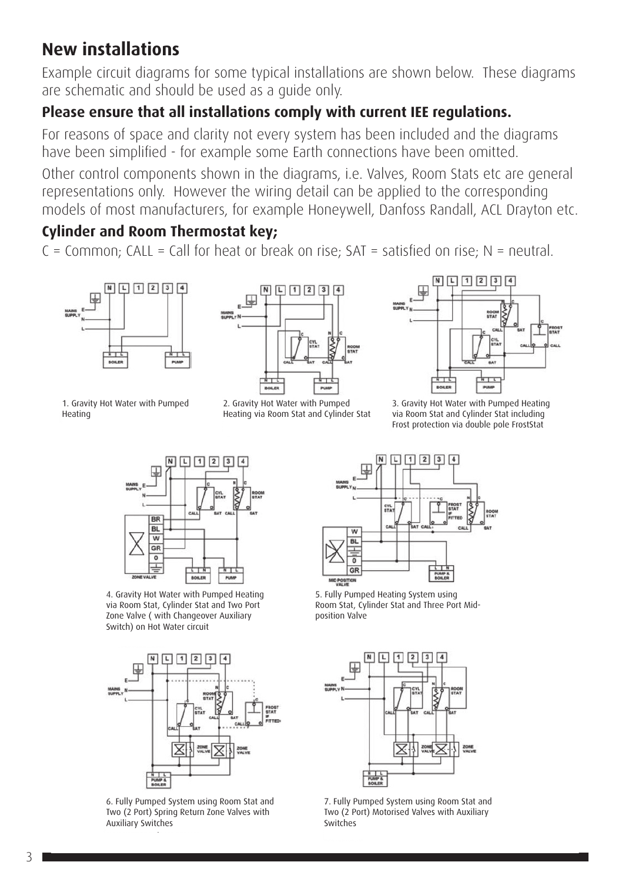## New installations

Example circuit diagrams for some typical installations are shown below. These diagrams are schematic and should be used as a guide only.

### Please ensure that all installations comply with current IEE regulations.

For reasons of space and clarity not every system has been included and the diagrams have been simplified - for example some Earth connections have been omitted.

Other control components shown in the diagrams, i.e. Valves, Room Stats etc are general representations only. However the wiring detail can be applied to the corresponding models of most manufacturers, for example Honeywell, Danfoss Randall, ACL Drayton etc.

### Cylinder and Room Thermostat key;

C = Common; CALL = Call for heat or break on rise; SAT = satisfied on rise; N = neutral.

1. Gravity Hot Water with Pumped Heating

2. Gravity Hot Water with Pumped Heating via Room Stat and Cylinder Stat

3. Gravity Hot Water with Pumped Heating via Room Stat and Cylinder Stat including Frost protection via double pole FrostStat

4. Gravity Hot Water with Pumped Heating via Room Stat, Cylinder Stat and Two Port Zone Valve ( with Changeover Auxiliary Switch) on Hot Water circuit

5. Fully Pumped Heating System using Room Stat, Cylinder Stat and Three Port Mid-position Valve

6. Fully Pumped System using Room Stat and Two (2 Port) Spring Return Zone Valves with Auxiliary Switches

7. Fully Pumped System using Room Stat and Two (2 Port) Motorised Valves with Auxiliary Switches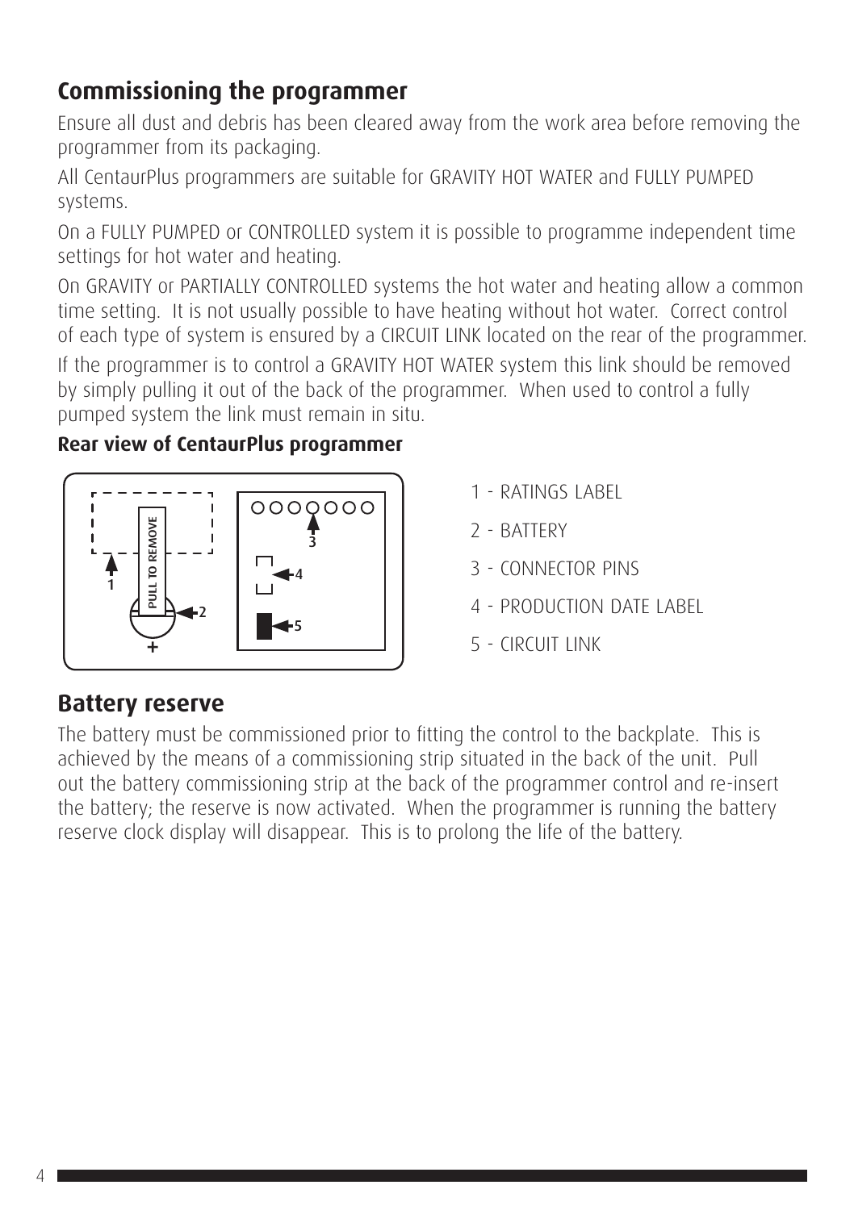## Commissioning the programmer

Ensure all dust and debris has been cleared away from the work area before removing the programmer from its packaging.

All CentaurPlus programmers are suitable for GRAVITY HOT WATER and FULLY PUMPED systems.

On a FULLY PUMPED or CONTROLLED system it is possible to programme independent time settings for hot water and heating.

On GRAVITY or PARTIALLY CONTROLLED systems the hot water and heating allow a common time setting. It is not usually possible to have heating without hot water. Correct control of each type of system is ensured by a CIRCUIT LINK located on the rear of the programmer.

If the programmer is to control a GRAVITY HOT WATER system this link should be removed by simply pulling it out of the back of the programmer. When used to control a fully pumped system the link must remain in situ.

**Rear view of CentaurPlus programmer**

PULL TO REMOVE

1 - RATINGS LABEL

2 - BATTERY

3 - CONNECTOR PINS

4 - PRODUCTION DATE LABEL

5 - CIRCUIT LINK

## Battery reserve

The battery must be commissioned prior to fitting the control to the backplate. This is achieved by the means of a commissioning strip situated in the back of the unit. Pull out the battery commissioning strip at the back of the programmer control and re-insert the battery; the reserve is now activated. When the programmer is running the battery reserve clock display will disappear. This is to prolong the life of the battery.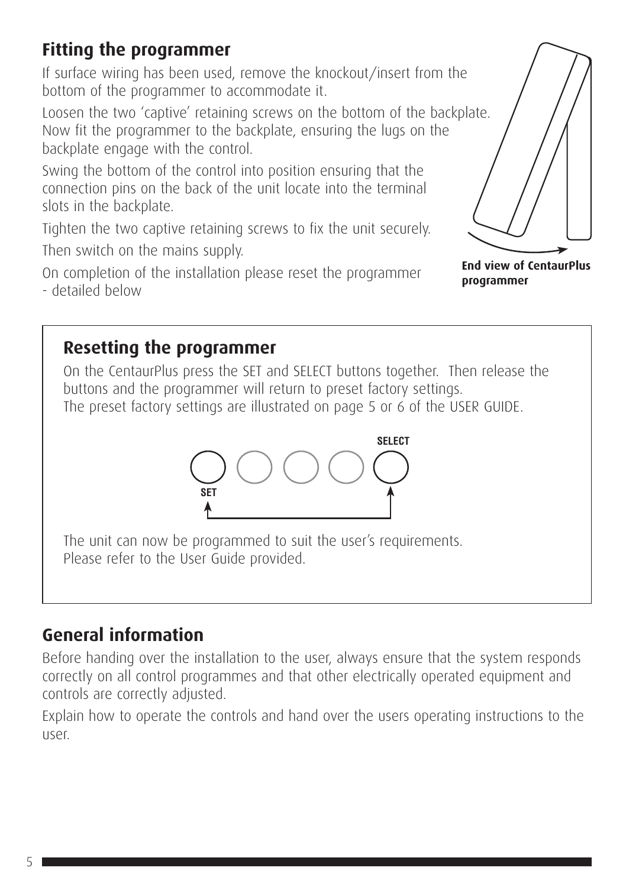## Fitting the programmer

If surface wiring has been used, remove the knockout/insert from the bottom of the programmer to accommodate it.

Loosen the two 'captive' retaining screws on the bottom of the backplate. Now fit the programmer to the backplate, ensuring the lugs on the backplate engage with the control.

Swing the bottom of the control into position ensuring that the connection pins on the back of the unit locate into the terminal slots in the backplate.

Tighten the two captive retaining screws to fix the unit securely.

Then switch on the mains supply.

On completion of the installation please reset the programmer - detailed below

**End view of CentaurPlus programmer**

## Resetting the programmer

On the CentaurPlus press the SET and SELECT buttons together. Then release the buttons and the programmer will return to preset factory settings.
The preset factory settings are illustrated on page 5 or 6 of the USER GUIDE.

SELECT

SET

The unit can now be programmed to suit the user's requirements.
Please refer to the User Guide provided.

## General information

Before handing over the installation to the user, always ensure that the system responds correctly on all control programmes and that other electrically operated equipment and controls are correctly adjusted.

Explain how to operate the controls and hand over the users operating instructions to the user.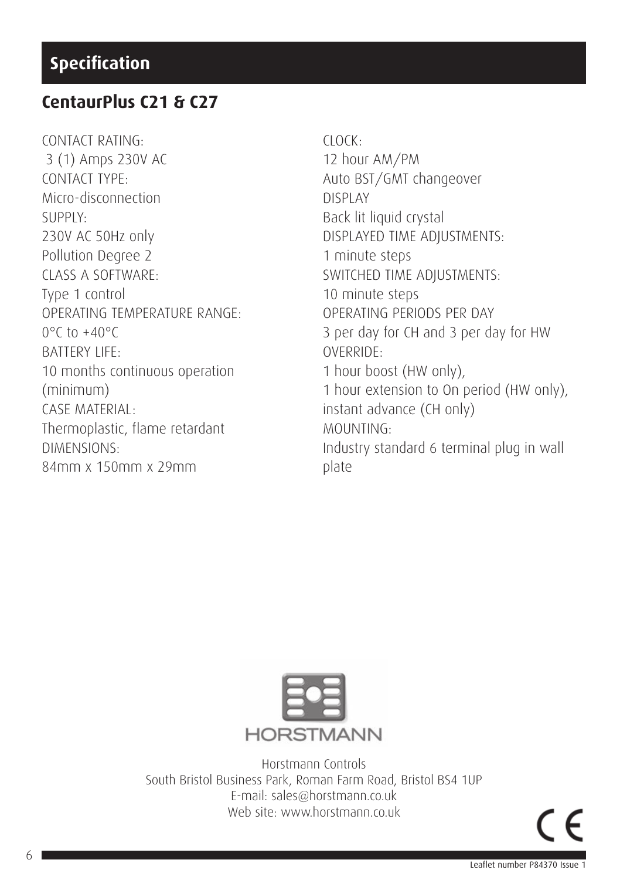# Specification

## CentaurPlus C21 & C27

CONTACT RATING:
3 (1) Amps 230V AC
CONTACT TYPE:
Micro-disconnection
SUPPLY:
230V AC 50Hz only
Pollution Degree 2
CLASS A SOFTWARE:
Type 1 control
OPERATING TEMPERATURE RANGE:
0°C to +40°C
BATTERY LIFE:
10 months continuous operation (minimum)
CASE MATERIAL:
Thermoplastic, flame retardant
DIMENSIONS:
84mm x 150mm x 29mm

CLOCK:
12 hour AM/PM
Auto BST/GMT changeover
DISPLAY
Back lit liquid crystal
DISPLAYED TIME ADJUSTMENTS:
1 minute steps
SWITCHED TIME ADJUSTMENTS:
10 minute steps
OPERATING PERIODS PER DAY
3 per day for CH and 3 per day for HW
OVERRIDE:
1 hour boost (HW only),
1 hour extension to On period (HW only),
instant advance (CH only)
MOUNTING:
Industry standard 6 terminal plug in wall plate

HORSTMANN

Horstmann Controls
South Bristol Business Park, Roman Farm Road, Bristol BS4 1UP
E-mail: sales@horstmann.co.uk
Web site: www.horstmann.co.uk

CE

Leaflet number P84370 Issue 1